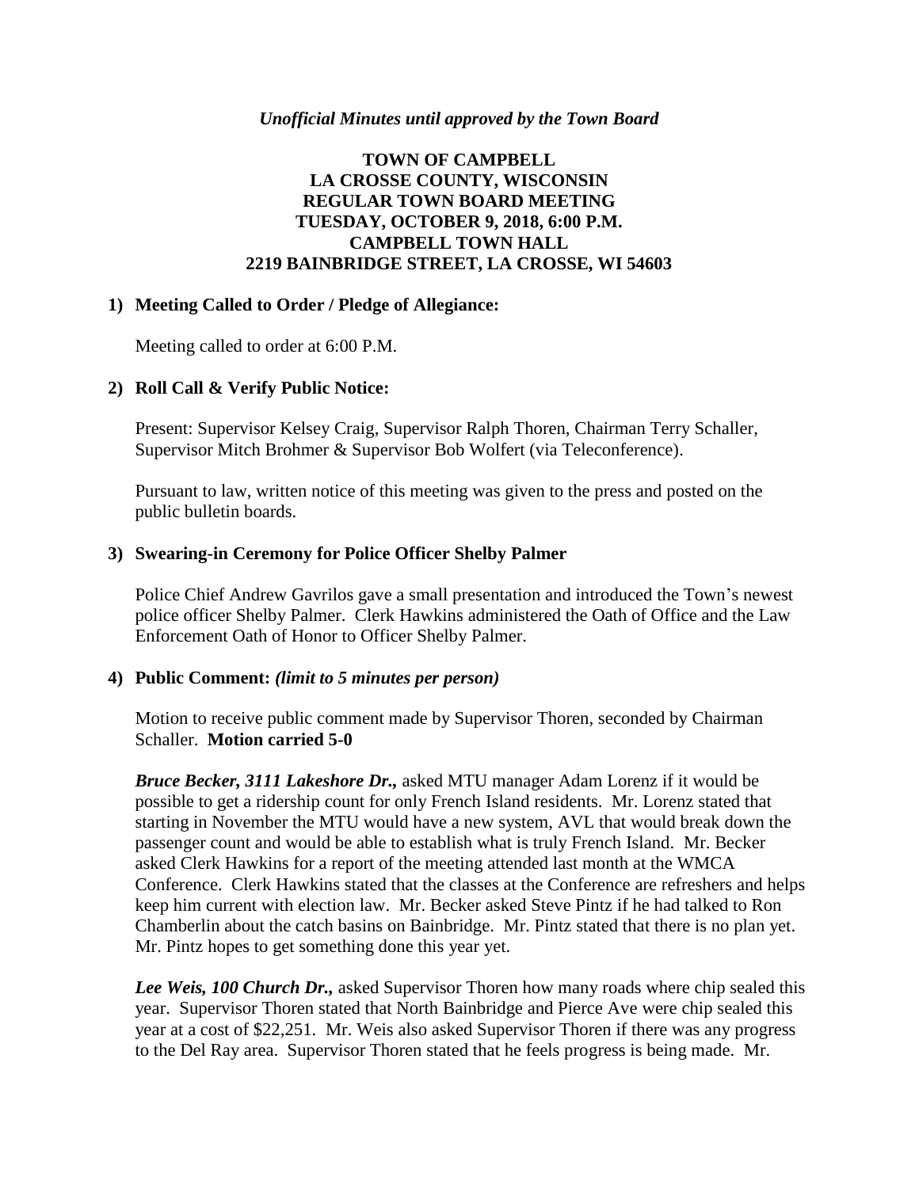*Unofficial Minutes until approved by the Town Board*

**TOWN OF CAMPBELL**
**LA CROSSE COUNTY, WISCONSIN**
**REGULAR TOWN BOARD MEETING**
**TUESDAY, OCTOBER 9, 2018, 6:00 P.M.**
**CAMPBELL TOWN HALL**
**2219 BAINBRIDGE STREET, LA CROSSE, WI 54603**

**1) Meeting Called to Order / Pledge of Allegiance:**

Meeting called to order at 6:00 P.M.

**2) Roll Call & Verify Public Notice:**

Present: Supervisor Kelsey Craig, Supervisor Ralph Thoren, Chairman Terry Schaller, Supervisor Mitch Brohmer & Supervisor Bob Wolfert (via Teleconference).

Pursuant to law, written notice of this meeting was given to the press and posted on the public bulletin boards.

**3) Swearing-in Ceremony for Police Officer Shelby Palmer**

Police Chief Andrew Gavrilos gave a small presentation and introduced the Town's newest police officer Shelby Palmer. Clerk Hawkins administered the Oath of Office and the Law Enforcement Oath of Honor to Officer Shelby Palmer.

**4) Public Comment:** *(limit to 5 minutes per person)*

Motion to receive public comment made by Supervisor Thoren, seconded by Chairman Schaller. **Motion carried 5-0**

***Bruce Becker, 3111 Lakeshore Dr.,*** asked MTU manager Adam Lorenz if it would be possible to get a ridership count for only French Island residents. Mr. Lorenz stated that starting in November the MTU would have a new system, AVL that would break down the passenger count and would be able to establish what is truly French Island. Mr. Becker asked Clerk Hawkins for a report of the meeting attended last month at the WMCA Conference. Clerk Hawkins stated that the classes at the Conference are refreshers and helps keep him current with election law. Mr. Becker asked Steve Pintz if he had talked to Ron Chamberlin about the catch basins on Bainbridge. Mr. Pintz stated that there is no plan yet. Mr. Pintz hopes to get something done this year yet.

***Lee Weis, 100 Church Dr.,*** asked Supervisor Thoren how many roads where chip sealed this year. Supervisor Thoren stated that North Bainbridge and Pierce Ave were chip sealed this year at a cost of $22,251. Mr. Weis also asked Supervisor Thoren if there was any progress to the Del Ray area. Supervisor Thoren stated that he feels progress is being made. Mr.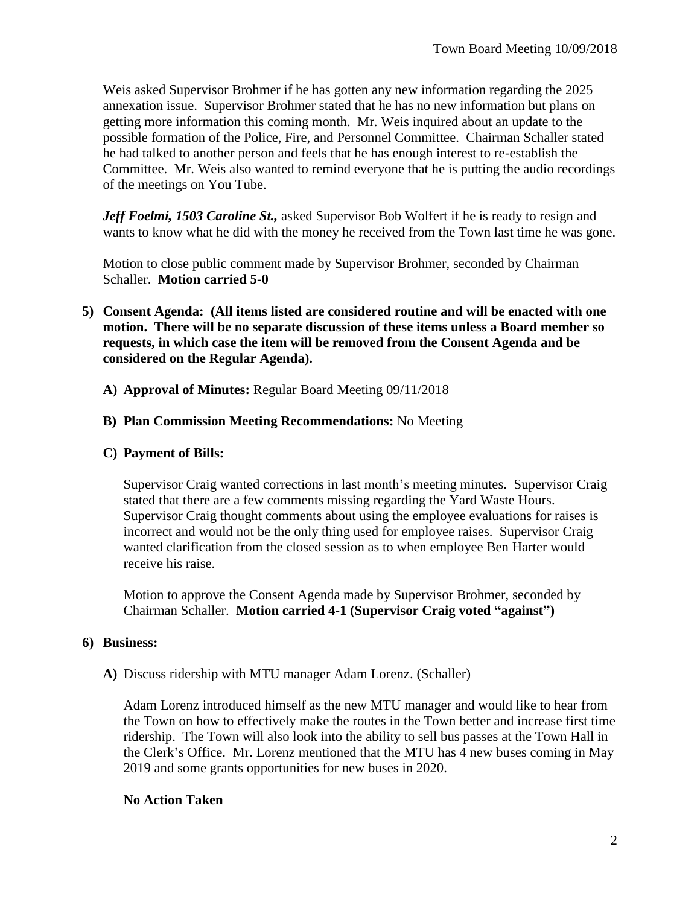Weis asked Supervisor Brohmer if he has gotten any new information regarding the 2025 annexation issue. Supervisor Brohmer stated that he has no new information but plans on getting more information this coming month. Mr. Weis inquired about an update to the possible formation of the Police, Fire, and Personnel Committee. Chairman Schaller stated he had talked to another person and feels that he has enough interest to re-establish the Committee. Mr. Weis also wanted to remind everyone that he is putting the audio recordings of the meetings on You Tube.

***Jeff Foelmi, 1503 Caroline St.,*** asked Supervisor Bob Wolfert if he is ready to resign and wants to know what he did with the money he received from the Town last time he was gone.

Motion to close public comment made by Supervisor Brohmer, seconded by Chairman Schaller. **Motion carried 5-0**

5) **Consent Agenda: (All items listed are considered routine and will be enacted with one motion. There will be no separate discussion of these items unless a Board member so requests, in which case the item will be removed from the Consent Agenda and be considered on the Regular Agenda).**

   A) **Approval of Minutes:** Regular Board Meeting 09/11/2018

   B) **Plan Commission Meeting Recommendations:** No Meeting

   C) **Payment of Bills:**

   Supervisor Craig wanted corrections in last month's meeting minutes. Supervisor Craig stated that there are a few comments missing regarding the Yard Waste Hours. Supervisor Craig thought comments about using the employee evaluations for raises is incorrect and would not be the only thing used for employee raises. Supervisor Craig wanted clarification from the closed session as to when employee Ben Harter would receive his raise.

   Motion to approve the Consent Agenda made by Supervisor Brohmer, seconded by Chairman Schaller. **Motion carried 4-1 (Supervisor Craig voted "against")**

6) **Business:**

   A) Discuss ridership with MTU manager Adam Lorenz. (Schaller)

   Adam Lorenz introduced himself as the new MTU manager and would like to hear from the Town on how to effectively make the routes in the Town better and increase first time ridership. The Town will also look into the ability to sell bus passes at the Town Hall in the Clerk's Office. Mr. Lorenz mentioned that the MTU has 4 new buses coming in May 2019 and some grants opportunities for new buses in 2020.

   **No Action Taken**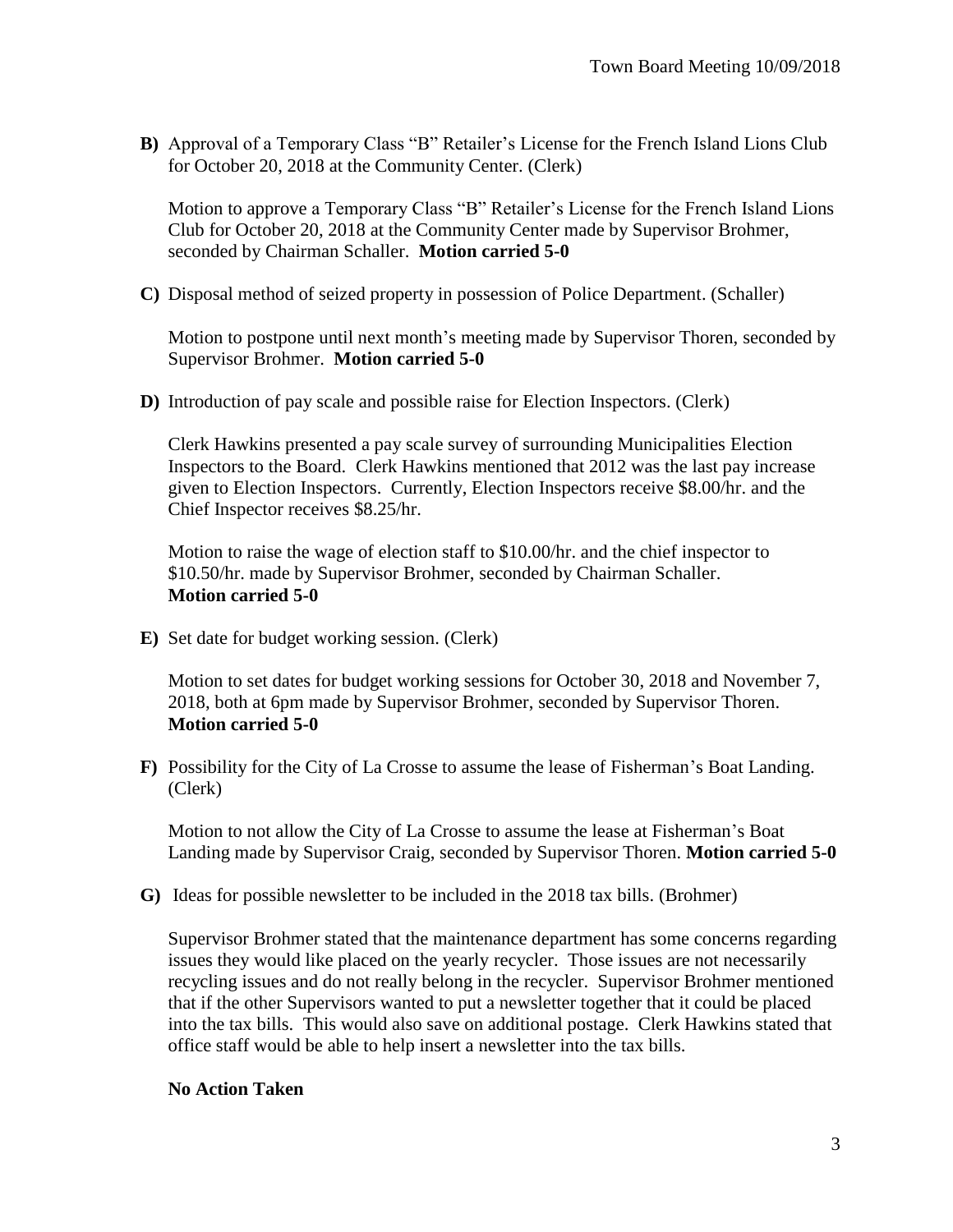**B)** Approval of a Temporary Class "B" Retailer's License for the French Island Lions Club for October 20, 2018 at the Community Center. (Clerk)

Motion to approve a Temporary Class "B" Retailer's License for the French Island Lions Club for October 20, 2018 at the Community Center made by Supervisor Brohmer, seconded by Chairman Schaller. **Motion carried 5-0**

**C)** Disposal method of seized property in possession of Police Department. (Schaller)

Motion to postpone until next month's meeting made by Supervisor Thoren, seconded by Supervisor Brohmer. **Motion carried 5-0**

**D)** Introduction of pay scale and possible raise for Election Inspectors. (Clerk)

Clerk Hawkins presented a pay scale survey of surrounding Municipalities Election Inspectors to the Board. Clerk Hawkins mentioned that 2012 was the last pay increase given to Election Inspectors. Currently, Election Inspectors receive $8.00/hr. and the Chief Inspector receives $8.25/hr.

Motion to raise the wage of election staff to $10.00/hr. and the chief inspector to $10.50/hr. made by Supervisor Brohmer, seconded by Chairman Schaller. **Motion carried 5-0**

**E)** Set date for budget working session. (Clerk)

Motion to set dates for budget working sessions for October 30, 2018 and November 7, 2018, both at 6pm made by Supervisor Brohmer, seconded by Supervisor Thoren. **Motion carried 5-0**

**F)** Possibility for the City of La Crosse to assume the lease of Fisherman's Boat Landing. (Clerk)

Motion to not allow the City of La Crosse to assume the lease at Fisherman's Boat Landing made by Supervisor Craig, seconded by Supervisor Thoren. **Motion carried 5-0**

**G)** Ideas for possible newsletter to be included in the 2018 tax bills. (Brohmer)

Supervisor Brohmer stated that the maintenance department has some concerns regarding issues they would like placed on the yearly recycler. Those issues are not necessarily recycling issues and do not really belong in the recycler. Supervisor Brohmer mentioned that if the other Supervisors wanted to put a newsletter together that it could be placed into the tax bills. This would also save on additional postage. Clerk Hawkins stated that office staff would be able to help insert a newsletter into the tax bills.

**No Action Taken**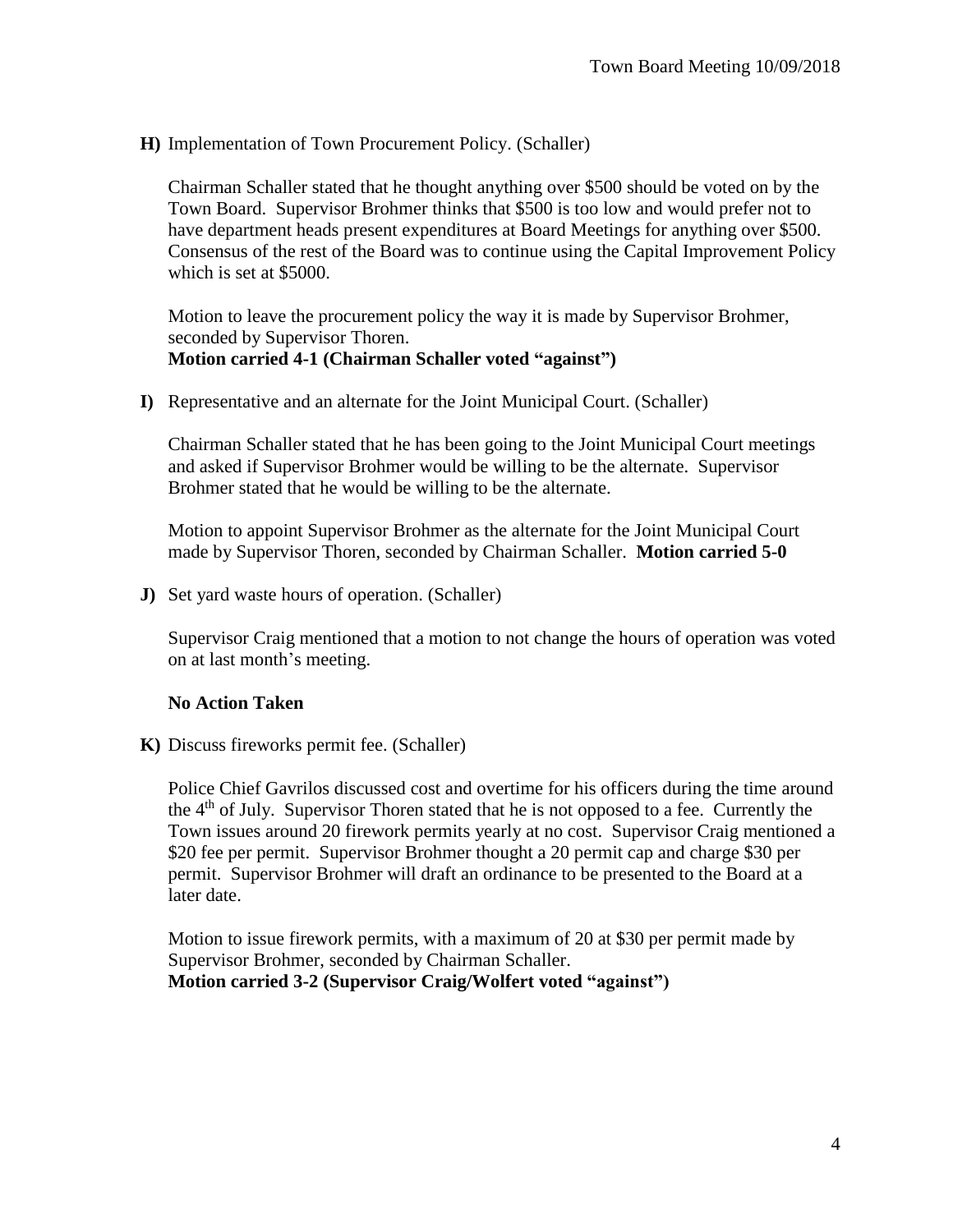**H)** Implementation of Town Procurement Policy. (Schaller)

Chairman Schaller stated that he thought anything over $500 should be voted on by the Town Board. Supervisor Brohmer thinks that $500 is too low and would prefer not to have department heads present expenditures at Board Meetings for anything over $500. Consensus of the rest of the Board was to continue using the Capital Improvement Policy which is set at $5000.

Motion to leave the procurement policy the way it is made by Supervisor Brohmer, seconded by Supervisor Thoren.
**Motion carried 4-1 (Chairman Schaller voted "against")**

**I)** Representative and an alternate for the Joint Municipal Court. (Schaller)

Chairman Schaller stated that he has been going to the Joint Municipal Court meetings and asked if Supervisor Brohmer would be willing to be the alternate. Supervisor Brohmer stated that he would be willing to be the alternate.

Motion to appoint Supervisor Brohmer as the alternate for the Joint Municipal Court made by Supervisor Thoren, seconded by Chairman Schaller. **Motion carried 5-0**

**J)** Set yard waste hours of operation. (Schaller)

Supervisor Craig mentioned that a motion to not change the hours of operation was voted on at last month's meeting.

**No Action Taken**

**K)** Discuss fireworks permit fee. (Schaller)

Police Chief Gavrilos discussed cost and overtime for his officers during the time around the 4th of July. Supervisor Thoren stated that he is not opposed to a fee. Currently the Town issues around 20 firework permits yearly at no cost. Supervisor Craig mentioned a $20 fee per permit. Supervisor Brohmer thought a 20 permit cap and charge $30 per permit. Supervisor Brohmer will draft an ordinance to be presented to the Board at a later date.

Motion to issue firework permits, with a maximum of 20 at $30 per permit made by Supervisor Brohmer, seconded by Chairman Schaller.
**Motion carried 3-2 (Supervisor Craig/Wolfert voted "against")**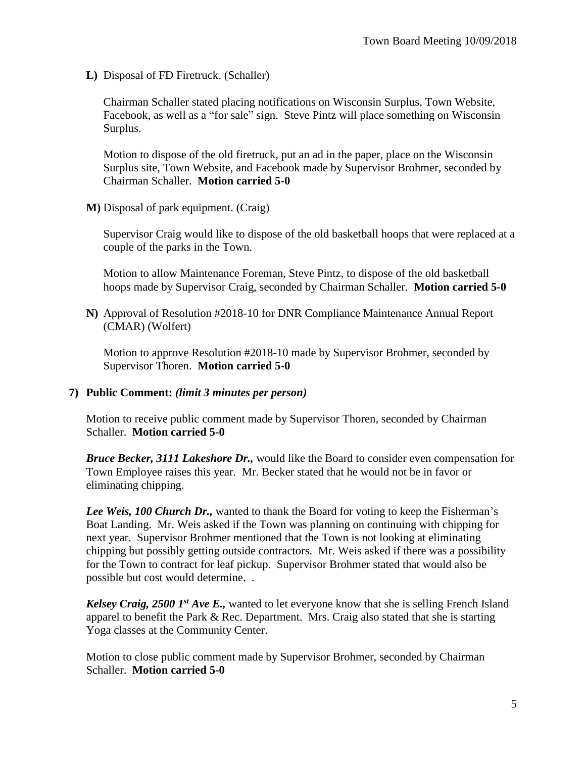**L)** Disposal of FD Firetruck. (Schaller)

Chairman Schaller stated placing notifications on Wisconsin Surplus, Town Website, Facebook, as well as a "for sale" sign. Steve Pintz will place something on Wisconsin Surplus.

Motion to dispose of the old firetruck, put an ad in the paper, place on the Wisconsin Surplus site, Town Website, and Facebook made by Supervisor Brohmer, seconded by Chairman Schaller. **Motion carried 5-0**

**M)** Disposal of park equipment. (Craig)

Supervisor Craig would like to dispose of the old basketball hoops that were replaced at a couple of the parks in the Town.

Motion to allow Maintenance Foreman, Steve Pintz, to dispose of the old basketball hoops made by Supervisor Craig, seconded by Chairman Schaller. **Motion carried 5-0**

**N)** Approval of Resolution #2018-10 for DNR Compliance Maintenance Annual Report (CMAR) (Wolfert)

Motion to approve Resolution #2018-10 made by Supervisor Brohmer, seconded by Supervisor Thoren. **Motion carried 5-0**

**7) Public Comment:** ***(limit 3 minutes per person)***

Motion to receive public comment made by Supervisor Thoren, seconded by Chairman Schaller. **Motion carried 5-0**

***Bruce Becker, 3111 Lakeshore Dr.,*** would like the Board to consider even compensation for Town Employee raises this year. Mr. Becker stated that he would not be in favor or eliminating chipping.

***Lee Weis, 100 Church Dr.,*** wanted to thank the Board for voting to keep the Fisherman's Boat Landing. Mr. Weis asked if the Town was planning on continuing with chipping for next year. Supervisor Brohmer mentioned that the Town is not looking at eliminating chipping but possibly getting outside contractors. Mr. Weis asked if there was a possibility for the Town to contract for leaf pickup. Supervisor Brohmer stated that would also be possible but cost would determine. .

***Kelsey Craig, 2500 1st Ave E.,*** wanted to let everyone know that she is selling French Island apparel to benefit the Park & Rec. Department. Mrs. Craig also stated that she is starting Yoga classes at the Community Center.

Motion to close public comment made by Supervisor Brohmer, seconded by Chairman Schaller. **Motion carried 5-0**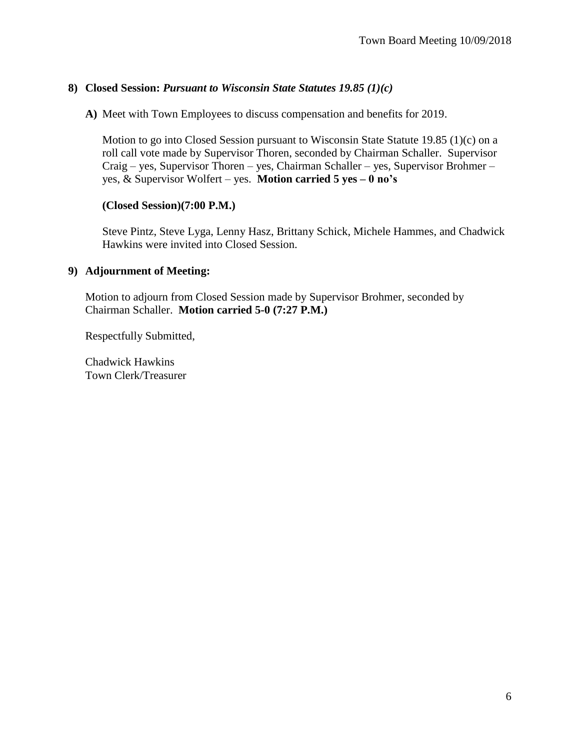**8) Closed Session:** ***Pursuant to Wisconsin State Statutes 19.85 (1)(c)***

**A)** Meet with Town Employees to discuss compensation and benefits for 2019.

Motion to go into Closed Session pursuant to Wisconsin State Statute 19.85 (1)(c) on a roll call vote made by Supervisor Thoren, seconded by Chairman Schaller. Supervisor Craig – yes, Supervisor Thoren – yes, Chairman Schaller – yes, Supervisor Brohmer – yes, & Supervisor Wolfert – yes. **Motion carried 5 yes – 0 no's**

**(Closed Session)(7:00 P.M.)**

Steve Pintz, Steve Lyga, Lenny Hasz, Brittany Schick, Michele Hammes, and Chadwick Hawkins were invited into Closed Session.

**9) Adjournment of Meeting:**

Motion to adjourn from Closed Session made by Supervisor Brohmer, seconded by Chairman Schaller. **Motion carried 5-0 (7:27 P.M.)**

Respectfully Submitted,

Chadwick Hawkins
Town Clerk/Treasurer